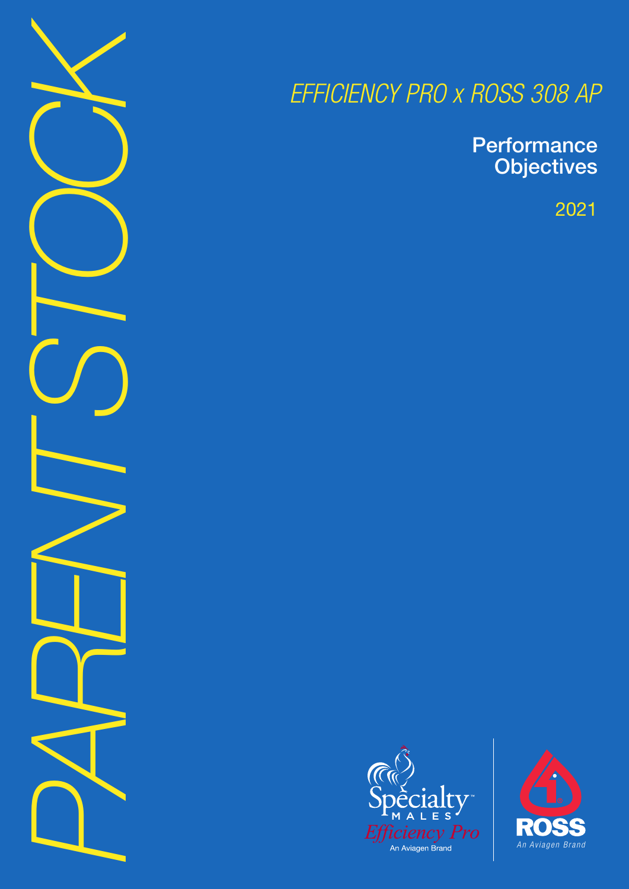PARENTSTOCK

# *EFFICIENCY PRO x ROSS 308 AP*

## Performance Objectives

2021

Specialty™ MALES
*Efficiency Pro*
An Aviagen Brand

ROSS
*An Aviagen Brand*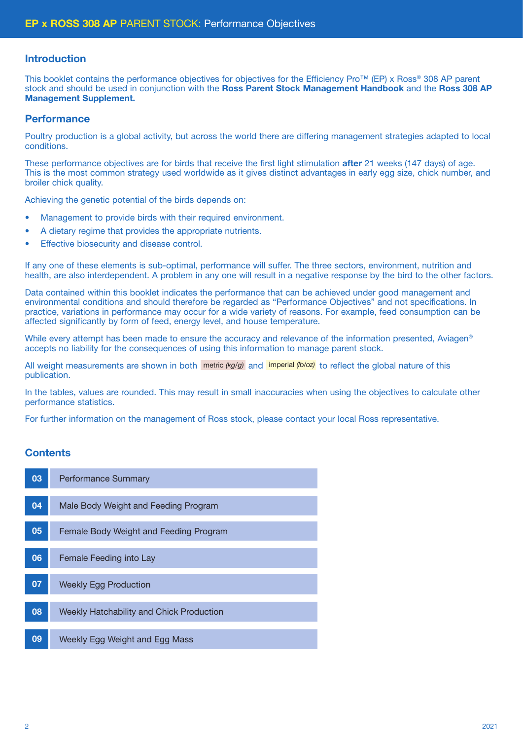## Introduction

This booklet contains the performance objectives for objectives for the Efficiency Pro™ (EP) x Ross® 308 AP parent stock and should be used in conjunction with the **Ross Parent Stock Management Handbook** and the **Ross 308 AP Management Supplement.**

## Performance

Poultry production is a global activity, but across the world there are differing management strategies adapted to local conditions.

These performance objectives are for birds that receive the first light stimulation **after** 21 weeks (147 days) of age. This is the most common strategy used worldwide as it gives distinct advantages in early egg size, chick number, and broiler chick quality.

Achieving the genetic potential of the birds depends on:

- Management to provide birds with their required environment.
- A dietary regime that provides the appropriate nutrients.
- Effective biosecurity and disease control.

If any one of these elements is sub-optimal, performance will suffer. The three sectors, environment, nutrition and health, are also interdependent. A problem in any one will result in a negative response by the bird to the other factors.

Data contained within this booklet indicates the performance that can be achieved under good management and environmental conditions and should therefore be regarded as "Performance Objectives" and not specifications. In practice, variations in performance may occur for a wide variety of reasons. For example, feed consumption can be affected significantly by form of feed, energy level, and house temperature.

While every attempt has been made to ensure the accuracy and relevance of the information presented, Aviagen® accepts no liability for the consequences of using this information to manage parent stock.

All weight measurements are shown in both metric *(kg/g)* and imperial *(lb/oz)* to reflect the global nature of this publication.

In the tables, values are rounded. This may result in small inaccuracies when using the objectives to calculate other performance statistics.

For further information on the management of Ross stock, please contact your local Ross representative.

## Contents

| | |
|---|---|
| 03 | Performance Summary |
| 04 | Male Body Weight and Feeding Program |
| 05 | Female Body Weight and Feeding Program |
| 06 | Female Feeding into Lay |
| 07 | Weekly Egg Production |
| 08 | Weekly Hatchability and Chick Production |
| 09 | Weekly Egg Weight and Egg Mass |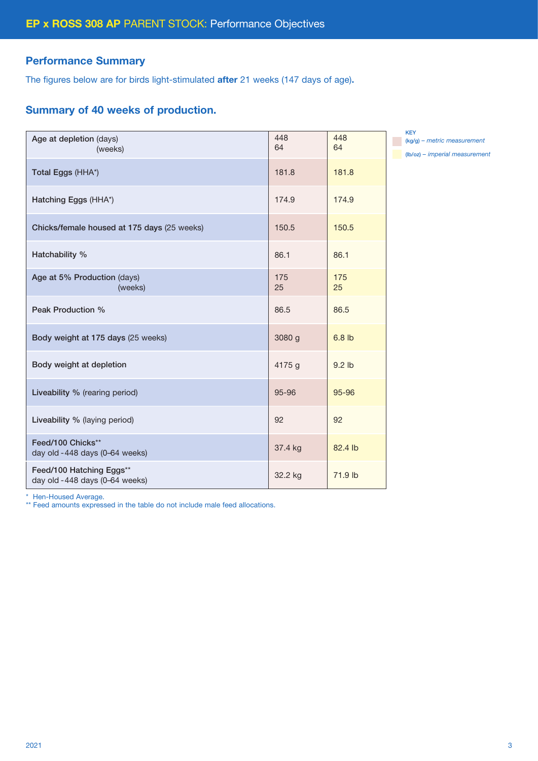# EP x ROSS 308 AP PARENT STOCK: Performance Objectives

## Performance Summary

The figures below are for birds light-stimulated **after** 21 weeks (147 days of age).

## Summary of 40 weeks of production.

| | | |
|---|---|---|
| **Age at depletion** (days)<br>(weeks) | 448<br>64 | 448<br>64 |
| **Total Eggs** (HHA*) | 181.8 | 181.8 |
| **Hatching Eggs** (HHA*) | 174.9 | 174.9 |
| **Chicks/female housed at 175 days** (25 weeks) | 150.5 | 150.5 |
| **Hatchability %** | 86.1 | 86.1 |
| **Age at 5% Production** (days)<br>(weeks) | 175<br>25 | 175<br>25 |
| **Peak Production %** | 86.5 | 86.5 |
| **Body weight at 175 days** (25 weeks) | 3080 g | 6.8 lb |
| **Body weight at depletion** | 4175 g | 9.2 lb |
| **Liveability %** (rearing period) | 95-96 | 95-96 |
| **Liveability %** (laying period) | 92 | 92 |
| **Feed/100 Chicks****<br>day old - 448 days (0-64 weeks) | 37.4 kg | 82.4 lb |
| **Feed/100 Hatching Eggs****<br>day old - 448 days (0-64 weeks) | 32.2 kg | 71.9 lb |

KEY
(kg/g) – *metric measurement*
(lb/oz) – *imperial measurement*

\* Hen-Housed Average.
** Feed amounts expressed in the table do not include male feed allocations.

2021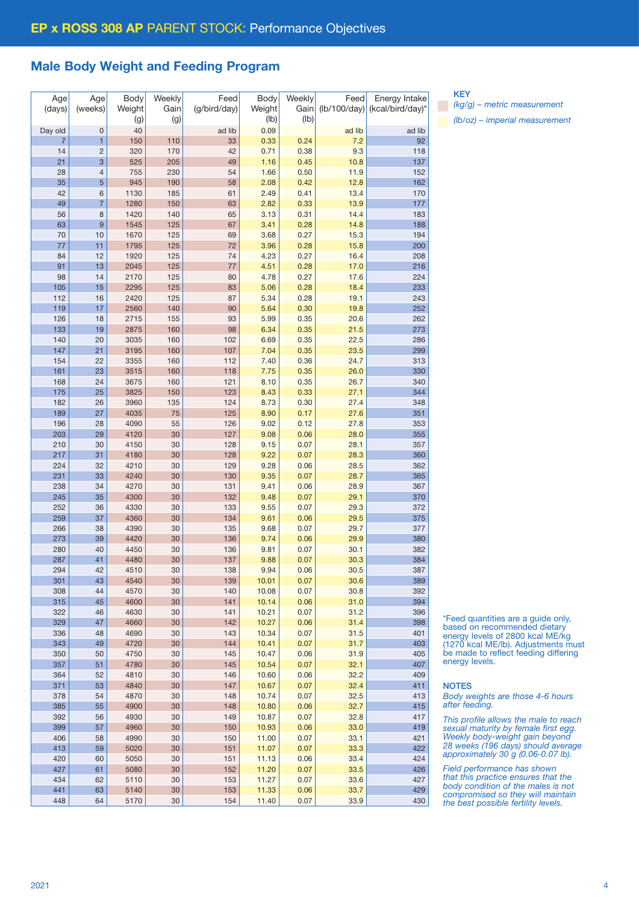# EP x ROSS 308 AP PARENT STOCK: Performance Objectives

## Male Body Weight and Feeding Program

| Age (days) | Age (weeks) | Body Weight (g) | Weekly Gain (g) | Feed (g/bird/day) | Body Weight (lb) | Weekly Gain (lb) | Feed (lb/100/day) | Energy Intake (kcal/bird/day)* |
|---|---|---|---|---|---|---|---|---|
| Day old | 0 | 40 | | ad lib | 0.09 | | ad lib | ad lib |
| 7 | 1 | 150 | 110 | 33 | 0.33 | 0.24 | 7.2 | 92 |
| 14 | 2 | 320 | 170 | 42 | 0.71 | 0.38 | 9.3 | 118 |
| 21 | 3 | 525 | 205 | 49 | 1.16 | 0.45 | 10.8 | 137 |
| 28 | 4 | 755 | 230 | 54 | 1.66 | 0.50 | 11.9 | 152 |
| 35 | 5 | 945 | 190 | 58 | 2.08 | 0.42 | 12.8 | 162 |
| 42 | 6 | 1130 | 185 | 61 | 2.49 | 0.41 | 13.4 | 170 |
| 49 | 7 | 1280 | 150 | 63 | 2.82 | 0.33 | 13.9 | 177 |
| 56 | 8 | 1420 | 140 | 65 | 3.13 | 0.31 | 14.4 | 183 |
| 63 | 9 | 1545 | 125 | 67 | 3.41 | 0.28 | 14.8 | 188 |
| 70 | 10 | 1670 | 125 | 69 | 3.68 | 0.27 | 15.3 | 194 |
| 77 | 11 | 1795 | 125 | 72 | 3.96 | 0.28 | 15.8 | 200 |
| 84 | 12 | 1920 | 125 | 74 | 4.23 | 0.27 | 16.4 | 208 |
| 91 | 13 | 2045 | 125 | 77 | 4.51 | 0.28 | 17.0 | 216 |
| 98 | 14 | 2170 | 125 | 80 | 4.78 | 0.27 | 17.6 | 224 |
| 105 | 15 | 2295 | 125 | 83 | 5.06 | 0.28 | 18.4 | 233 |
| 112 | 16 | 2420 | 125 | 87 | 5.34 | 0.28 | 19.1 | 243 |
| 119 | 17 | 2560 | 140 | 90 | 5.64 | 0.30 | 19.8 | 252 |
| 126 | 18 | 2715 | 155 | 93 | 5.99 | 0.35 | 20.6 | 262 |
| 133 | 19 | 2875 | 160 | 98 | 6.34 | 0.35 | 21.5 | 273 |
| 140 | 20 | 3035 | 160 | 102 | 6.69 | 0.35 | 22.5 | 286 |
| 147 | 21 | 3195 | 160 | 107 | 7.04 | 0.35 | 23.5 | 299 |
| 154 | 22 | 3355 | 160 | 112 | 7.40 | 0.36 | 24.7 | 313 |
| 161 | 23 | 3515 | 160 | 118 | 7.75 | 0.35 | 26.0 | 330 |
| 168 | 24 | 3675 | 160 | 121 | 8.10 | 0.35 | 26.7 | 340 |
| 175 | 25 | 3825 | 150 | 123 | 8.43 | 0.33 | 27.1 | 344 |
| 182 | 26 | 3960 | 135 | 124 | 8.73 | 0.30 | 27.4 | 348 |
| 189 | 27 | 4035 | 75 | 125 | 8.90 | 0.17 | 27.6 | 351 |
| 196 | 28 | 4090 | 55 | 126 | 9.02 | 0.12 | 27.8 | 353 |
| 203 | 29 | 4120 | 30 | 127 | 9.08 | 0.06 | 28.0 | 355 |
| 210 | 30 | 4150 | 30 | 128 | 9.15 | 0.07 | 28.1 | 357 |
| 217 | 31 | 4180 | 30 | 128 | 9.22 | 0.07 | 28.3 | 360 |
| 224 | 32 | 4210 | 30 | 129 | 9.28 | 0.06 | 28.5 | 362 |
| 231 | 33 | 4240 | 30 | 130 | 9.35 | 0.07 | 28.7 | 365 |
| 238 | 34 | 4270 | 30 | 131 | 9.41 | 0.06 | 28.9 | 367 |
| 245 | 35 | 4300 | 30 | 132 | 9.48 | 0.07 | 29.1 | 370 |
| 252 | 36 | 4330 | 30 | 133 | 9.55 | 0.07 | 29.3 | 372 |
| 259 | 37 | 4360 | 30 | 134 | 9.61 | 0.06 | 29.5 | 375 |
| 266 | 38 | 4390 | 30 | 135 | 9.68 | 0.07 | 29.7 | 377 |
| 273 | 39 | 4420 | 30 | 136 | 9.74 | 0.06 | 29.9 | 380 |
| 280 | 40 | 4450 | 30 | 136 | 9.81 | 0.07 | 30.1 | 382 |
| 287 | 41 | 4480 | 30 | 137 | 9.88 | 0.07 | 30.3 | 384 |
| 294 | 42 | 4510 | 30 | 138 | 9.94 | 0.06 | 30.5 | 387 |
| 301 | 43 | 4540 | 30 | 139 | 10.01 | 0.07 | 30.6 | 389 |
| 308 | 44 | 4570 | 30 | 140 | 10.08 | 0.07 | 30.8 | 392 |
| 315 | 45 | 4600 | 30 | 141 | 10.14 | 0.06 | 31.0 | 394 |
| 322 | 46 | 4630 | 30 | 141 | 10.21 | 0.07 | 31.2 | 396 |
| 329 | 47 | 4660 | 30 | 142 | 10.27 | 0.06 | 31.4 | 398 |
| 336 | 48 | 4690 | 30 | 143 | 10.34 | 0.07 | 31.5 | 401 |
| 343 | 49 | 4720 | 30 | 144 | 10.41 | 0.07 | 31.7 | 403 |
| 350 | 50 | 4750 | 30 | 145 | 10.47 | 0.06 | 31.9 | 405 |
| 357 | 51 | 4780 | 30 | 145 | 10.54 | 0.07 | 32.1 | 407 |
| 364 | 52 | 4810 | 30 | 146 | 10.60 | 0.06 | 32.2 | 409 |
| 371 | 53 | 4840 | 30 | 147 | 10.67 | 0.07 | 32.4 | 411 |
| 378 | 54 | 4870 | 30 | 148 | 10.74 | 0.07 | 32.5 | 413 |
| 385 | 55 | 4900 | 30 | 148 | 10.80 | 0.06 | 32.7 | 415 |
| 392 | 56 | 4930 | 30 | 149 | 10.87 | 0.07 | 32.8 | 417 |
| 399 | 57 | 4960 | 30 | 150 | 10.93 | 0.06 | 33.0 | 419 |
| 406 | 58 | 4990 | 30 | 150 | 11.00 | 0.07 | 33.1 | 421 |
| 413 | 59 | 5020 | 30 | 151 | 11.07 | 0.07 | 33.3 | 422 |
| 420 | 60 | 5050 | 30 | 151 | 11.13 | 0.06 | 33.4 | 424 |
| 427 | 61 | 5080 | 30 | 152 | 11.20 | 0.07 | 33.5 | 426 |
| 434 | 62 | 5110 | 30 | 153 | 11.27 | 0.07 | 33.6 | 427 |
| 441 | 63 | 5140 | 30 | 153 | 11.33 | 0.06 | 33.7 | 429 |
| 448 | 64 | 5170 | 30 | 154 | 11.40 | 0.07 | 33.9 | 430 |

**KEY**

*(kg/g) – metric measurement*

*(lb/oz) – imperial measurement*

*Feed quantities are a guide only, based on recommended dietary energy levels of 2800 kcal ME/kg (1270 kcal ME/lb). Adjustments must be made to reflect feeding differing energy levels.

**NOTES**

*Body weights are those 4-6 hours after feeding.*

*This profile allows the male to reach sexual maturity by female first egg. Weekly body-weight gain beyond 28 weeks (196 days) should average approximately 30 g (0.06-0.07 lb).*

*Field performance has shown that this practice ensures that the body condition of the males is not compromised so they will maintain the best possible fertility levels.*

2021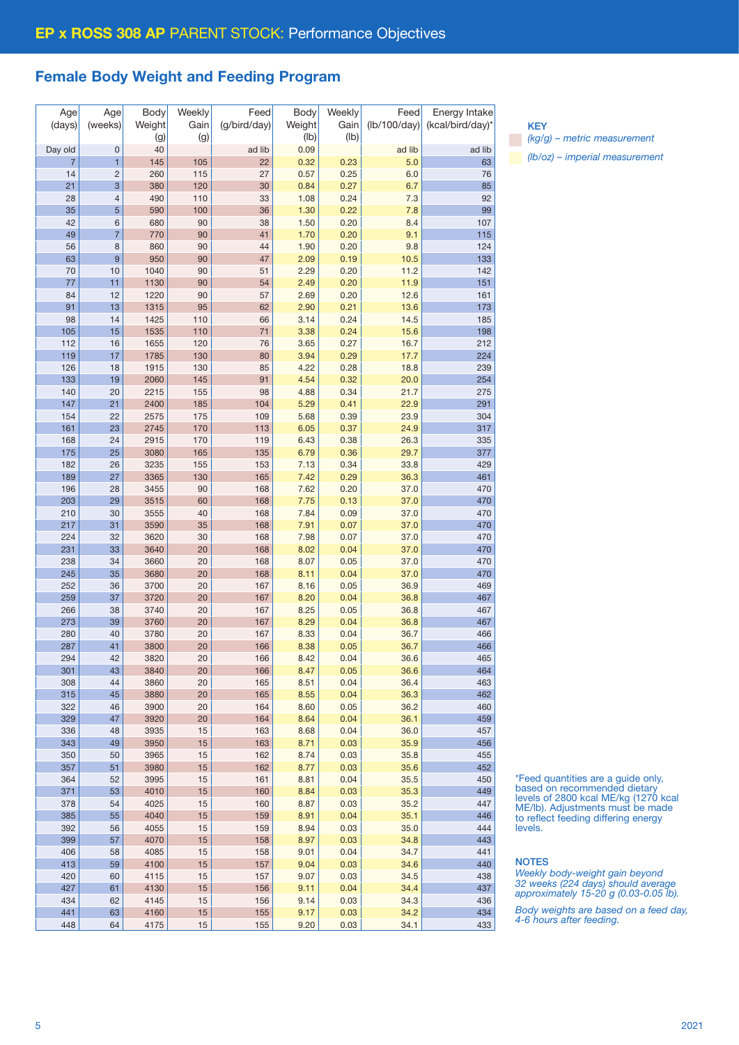# EP x ROSS 308 AP PARENT STOCK: Performance Objectives

## Female Body Weight and Feeding Program

| Age (days) | Age (weeks) | Body Weight (g) | Weekly Gain (g) | Feed (g/bird/day) | Body Weight (lb) | Weekly Gain (lb) | Feed (lb/100/day) | Energy Intake (kcal/bird/day)* |
|---|---|---|---|---|---|---|---|---|
| Day old | 0 | 40 | | ad lib | 0.09 | | ad lib | ad lib |
| 7 | 1 | 145 | 105 | 22 | 0.32 | 0.23 | 5.0 | 63 |
| 14 | 2 | 260 | 115 | 27 | 0.57 | 0.25 | 6.0 | 76 |
| 21 | 3 | 380 | 120 | 30 | 0.84 | 0.27 | 6.7 | 85 |
| 28 | 4 | 490 | 110 | 33 | 1.08 | 0.24 | 7.3 | 92 |
| 35 | 5 | 590 | 100 | 36 | 1.30 | 0.22 | 7.8 | 99 |
| 42 | 6 | 680 | 90 | 38 | 1.50 | 0.20 | 8.4 | 107 |
| 49 | 7 | 770 | 90 | 41 | 1.70 | 0.20 | 9.1 | 115 |
| 56 | 8 | 860 | 90 | 44 | 1.90 | 0.20 | 9.8 | 124 |
| 63 | 9 | 950 | 90 | 47 | 2.09 | 0.19 | 10.5 | 133 |
| 70 | 10 | 1040 | 90 | 51 | 2.29 | 0.20 | 11.2 | 142 |
| 77 | 11 | 1130 | 90 | 54 | 2.49 | 0.20 | 11.9 | 151 |
| 84 | 12 | 1220 | 90 | 57 | 2.69 | 0.20 | 12.6 | 161 |
| 91 | 13 | 1315 | 95 | 62 | 2.90 | 0.21 | 13.6 | 173 |
| 98 | 14 | 1425 | 110 | 66 | 3.14 | 0.24 | 14.5 | 185 |
| 105 | 15 | 1535 | 110 | 71 | 3.38 | 0.24 | 15.6 | 198 |
| 112 | 16 | 1655 | 120 | 76 | 3.65 | 0.27 | 16.7 | 212 |
| 119 | 17 | 1785 | 130 | 80 | 3.94 | 0.29 | 17.7 | 224 |
| 126 | 18 | 1915 | 130 | 85 | 4.22 | 0.28 | 18.8 | 239 |
| 133 | 19 | 2060 | 145 | 91 | 4.54 | 0.32 | 20.0 | 254 |
| 140 | 20 | 2215 | 155 | 98 | 4.88 | 0.34 | 21.7 | 275 |
| 147 | 21 | 2400 | 185 | 104 | 5.29 | 0.41 | 22.9 | 291 |
| 154 | 22 | 2575 | 175 | 109 | 5.68 | 0.39 | 23.9 | 304 |
| 161 | 23 | 2745 | 170 | 113 | 6.05 | 0.37 | 24.9 | 317 |
| 168 | 24 | 2915 | 170 | 119 | 6.43 | 0.38 | 26.3 | 335 |
| 175 | 25 | 3080 | 165 | 135 | 6.79 | 0.36 | 29.7 | 377 |
| 182 | 26 | 3235 | 155 | 153 | 7.13 | 0.34 | 33.8 | 429 |
| 189 | 27 | 3365 | 130 | 165 | 7.42 | 0.29 | 36.3 | 461 |
| 196 | 28 | 3455 | 90 | 168 | 7.62 | 0.20 | 37.0 | 470 |
| 203 | 29 | 3515 | 60 | 168 | 7.75 | 0.13 | 37.0 | 470 |
| 210 | 30 | 3555 | 40 | 168 | 7.84 | 0.09 | 37.0 | 470 |
| 217 | 31 | 3590 | 35 | 168 | 7.91 | 0.07 | 37.0 | 470 |
| 224 | 32 | 3620 | 30 | 168 | 7.98 | 0.07 | 37.0 | 470 |
| 231 | 33 | 3640 | 20 | 168 | 8.02 | 0.04 | 37.0 | 470 |
| 238 | 34 | 3660 | 20 | 168 | 8.07 | 0.05 | 37.0 | 470 |
| 245 | 35 | 3680 | 20 | 168 | 8.11 | 0.04 | 37.0 | 470 |
| 252 | 36 | 3700 | 20 | 167 | 8.16 | 0.05 | 36.9 | 469 |
| 259 | 37 | 3720 | 20 | 167 | 8.20 | 0.04 | 36.8 | 467 |
| 266 | 38 | 3740 | 20 | 167 | 8.25 | 0.05 | 36.8 | 467 |
| 273 | 39 | 3760 | 20 | 167 | 8.29 | 0.04 | 36.8 | 467 |
| 280 | 40 | 3780 | 20 | 167 | 8.33 | 0.04 | 36.7 | 466 |
| 287 | 41 | 3800 | 20 | 166 | 8.38 | 0.05 | 36.7 | 466 |
| 294 | 42 | 3820 | 20 | 166 | 8.42 | 0.04 | 36.6 | 465 |
| 301 | 43 | 3840 | 20 | 166 | 8.47 | 0.05 | 36.6 | 464 |
| 308 | 44 | 3860 | 20 | 165 | 8.51 | 0.04 | 36.4 | 463 |
| 315 | 45 | 3880 | 20 | 165 | 8.55 | 0.04 | 36.3 | 462 |
| 322 | 46 | 3900 | 20 | 164 | 8.60 | 0.05 | 36.2 | 460 |
| 329 | 47 | 3920 | 20 | 164 | 8.64 | 0.04 | 36.1 | 459 |
| 336 | 48 | 3935 | 15 | 163 | 8.68 | 0.04 | 36.0 | 457 |
| 343 | 49 | 3950 | 15 | 163 | 8.71 | 0.03 | 35.9 | 456 |
| 350 | 50 | 3965 | 15 | 162 | 8.74 | 0.03 | 35.8 | 455 |
| 357 | 51 | 3980 | 15 | 162 | 8.77 | 0.03 | 35.6 | 452 |
| 364 | 52 | 3995 | 15 | 161 | 8.81 | 0.04 | 35.5 | 450 |
| 371 | 53 | 4010 | 15 | 160 | 8.84 | 0.03 | 35.3 | 449 |
| 378 | 54 | 4025 | 15 | 160 | 8.87 | 0.03 | 35.2 | 447 |
| 385 | 55 | 4040 | 15 | 159 | 8.91 | 0.04 | 35.1 | 446 |
| 392 | 56 | 4055 | 15 | 159 | 8.94 | 0.03 | 35.0 | 444 |
| 399 | 57 | 4070 | 15 | 158 | 8.97 | 0.03 | 34.8 | 443 |
| 406 | 58 | 4085 | 15 | 158 | 9.01 | 0.04 | 34.7 | 441 |
| 413 | 59 | 4100 | 15 | 157 | 9.04 | 0.03 | 34.6 | 440 |
| 420 | 60 | 4115 | 15 | 157 | 9.07 | 0.03 | 34.5 | 438 |
| 427 | 61 | 4130 | 15 | 156 | 9.11 | 0.04 | 34.4 | 437 |
| 434 | 62 | 4145 | 15 | 156 | 9.14 | 0.03 | 34.3 | 436 |
| 441 | 63 | 4160 | 15 | 155 | 9.17 | 0.03 | 34.2 | 434 |
| 448 | 64 | 4175 | 15 | 155 | 9.20 | 0.03 | 34.1 | 433 |

**KEY**

*(kg/g) – metric measurement*

*(lb/oz) – imperial measurement*

*Feed quantities are a guide only, based on recommended dietary levels of 2800 kcal ME/kg (1270 kcal ME/lb). Adjustments must be made to reflect feeding differing energy levels.

**NOTES**

*Weekly body-weight gain beyond 32 weeks (224 days) should average approximately 15-20 g (0.03-0.05 lb).*

*Body weights are based on a feed day, 4-6 hours after feeding.*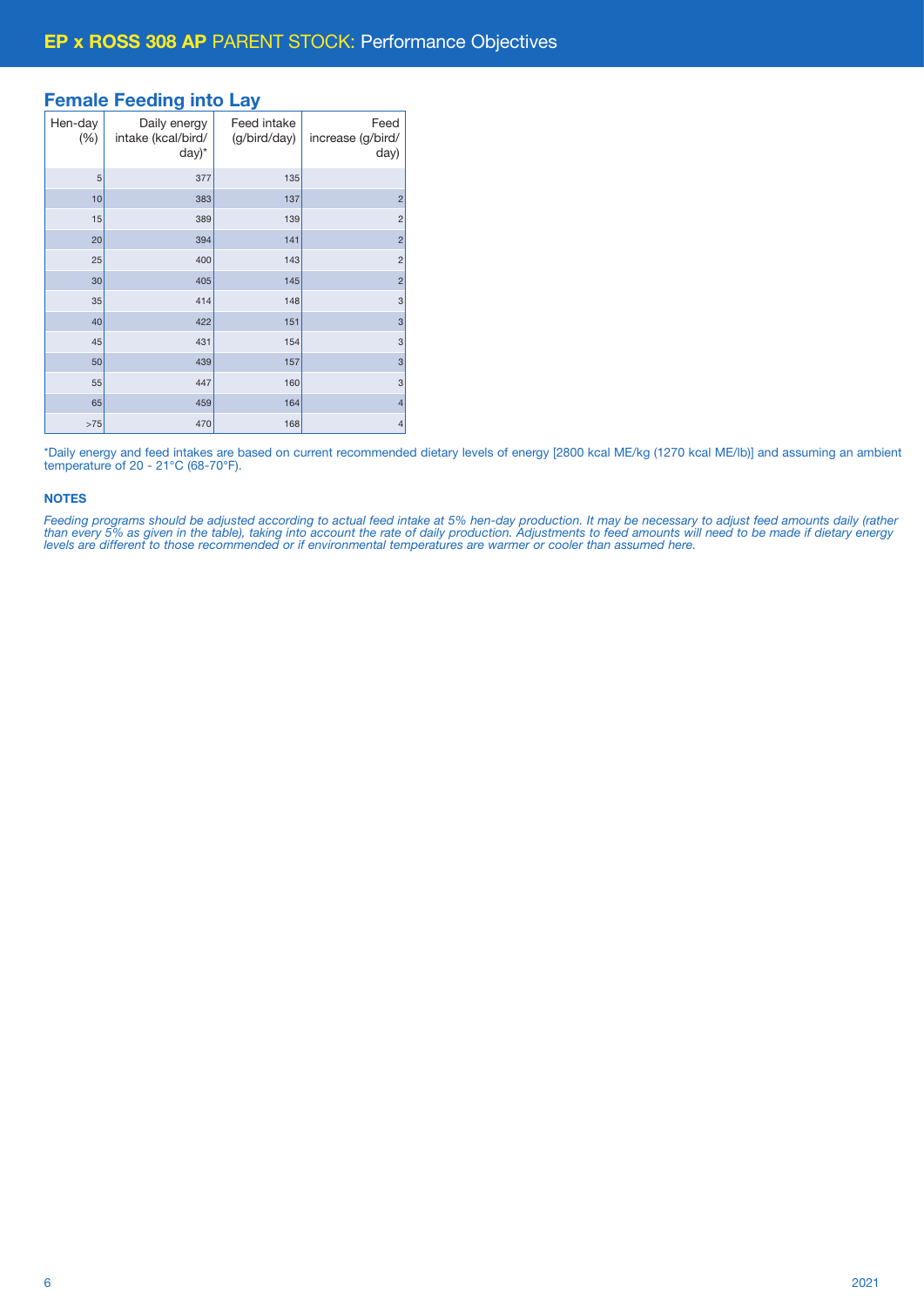## Female Feeding into Lay

| Hen-day (%) | Daily energy intake (kcal/bird/day)* | Feed intake (g/bird/day) | Feed increase (g/bird/day) |
|---|---|---|---|
| 5 | 377 | 135 | |
| 10 | 383 | 137 | 2 |
| 15 | 389 | 139 | 2 |
| 20 | 394 | 141 | 2 |
| 25 | 400 | 143 | 2 |
| 30 | 405 | 145 | 2 |
| 35 | 414 | 148 | 3 |
| 40 | 422 | 151 | 3 |
| 45 | 431 | 154 | 3 |
| 50 | 439 | 157 | 3 |
| 55 | 447 | 160 | 3 |
| 65 | 459 | 164 | 4 |
| >75 | 470 | 168 | 4 |

*Daily energy and feed intakes are based on current recommended dietary levels of energy [2800 kcal ME/kg (1270 kcal ME/lb)] and assuming an ambient temperature of 20 - 21°C (68-70°F).

**NOTES**

*Feeding programs should be adjusted according to actual feed intake at 5% hen-day production. It may be necessary to adjust feed amounts daily (rather than every 5% as given in the table), taking into account the rate of daily production. Adjustments to feed amounts will need to be made if dietary energy levels are different to those recommended or if environmental temperatures are warmer or cooler than assumed here.*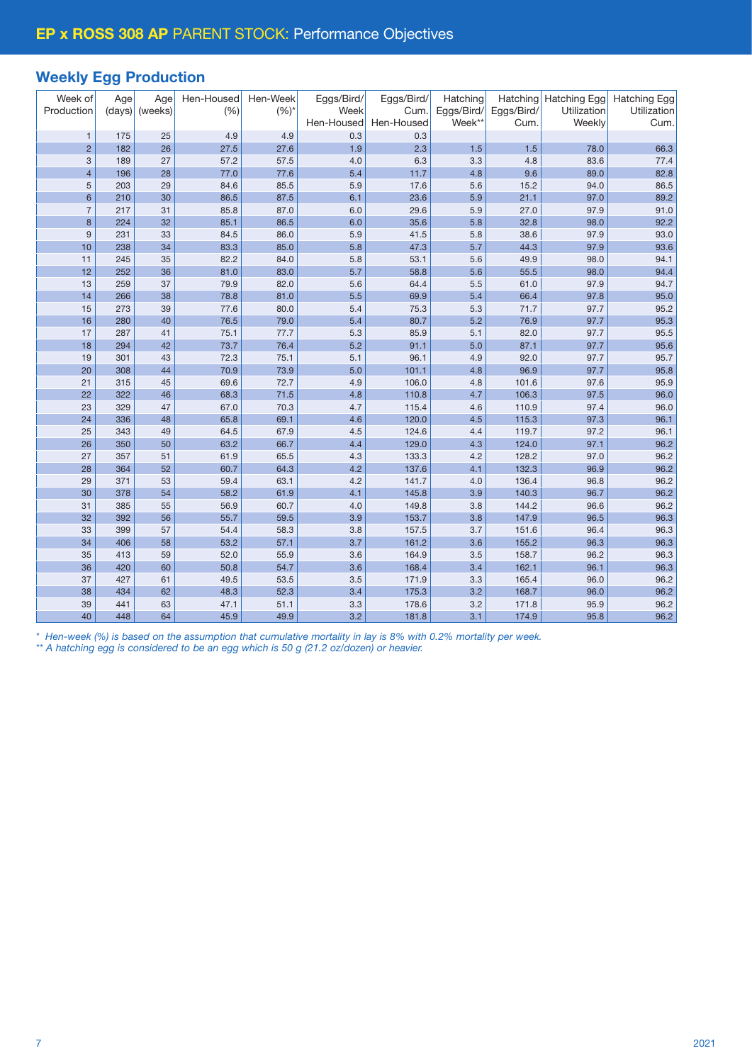# EP x ROSS 308 AP PARENT STOCK: Performance Objectives

## Weekly Egg Production

| Week of Production | Age (days) | Age (weeks) | Hen-Housed (%) | Hen-Week (%)* | Eggs/Bird/ Week Hen-Housed | Eggs/Bird/ Cum. Hen-Housed | Hatching Eggs/Bird/ Week** | Hatching Eggs/Bird/ Cum. | Hatching Egg Utilization Weekly | Hatching Egg Utilization Cum. |
|---|---|---|---|---|---|---|---|---|---|---|
| 1 | 175 | 25 | 4.9 | 4.9 | 0.3 | 0.3 | | | | |
| 2 | 182 | 26 | 27.5 | 27.6 | 1.9 | 2.3 | 1.5 | 1.5 | 78.0 | 66.3 |
| 3 | 189 | 27 | 57.2 | 57.5 | 4.0 | 6.3 | 3.3 | 4.8 | 83.6 | 77.4 |
| 4 | 196 | 28 | 77.0 | 77.6 | 5.4 | 11.7 | 4.8 | 9.6 | 89.0 | 82.8 |
| 5 | 203 | 29 | 84.6 | 85.5 | 5.9 | 17.6 | 5.6 | 15.2 | 94.0 | 86.5 |
| 6 | 210 | 30 | 86.5 | 87.5 | 6.1 | 23.6 | 5.9 | 21.1 | 97.0 | 89.2 |
| 7 | 217 | 31 | 85.8 | 87.0 | 6.0 | 29.6 | 5.9 | 27.0 | 97.9 | 91.0 |
| 8 | 224 | 32 | 85.1 | 86.5 | 6.0 | 35.6 | 5.8 | 32.8 | 98.0 | 92.2 |
| 9 | 231 | 33 | 84.5 | 86.0 | 5.9 | 41.5 | 5.8 | 38.6 | 97.9 | 93.0 |
| 10 | 238 | 34 | 83.3 | 85.0 | 5.8 | 47.3 | 5.7 | 44.3 | 97.9 | 93.6 |
| 11 | 245 | 35 | 82.2 | 84.0 | 5.8 | 53.1 | 5.6 | 49.9 | 98.0 | 94.1 |
| 12 | 252 | 36 | 81.0 | 83.0 | 5.7 | 58.8 | 5.6 | 55.5 | 98.0 | 94.4 |
| 13 | 259 | 37 | 79.9 | 82.0 | 5.6 | 64.4 | 5.5 | 61.0 | 97.9 | 94.7 |
| 14 | 266 | 38 | 78.8 | 81.0 | 5.5 | 69.9 | 5.4 | 66.4 | 97.8 | 95.0 |
| 15 | 273 | 39 | 77.6 | 80.0 | 5.4 | 75.3 | 5.3 | 71.7 | 97.7 | 95.2 |
| 16 | 280 | 40 | 76.5 | 79.0 | 5.4 | 80.7 | 5.2 | 76.9 | 97.7 | 95.3 |
| 17 | 287 | 41 | 75.1 | 77.7 | 5.3 | 85.9 | 5.1 | 82.0 | 97.7 | 95.5 |
| 18 | 294 | 42 | 73.7 | 76.4 | 5.2 | 91.1 | 5.0 | 87.1 | 97.7 | 95.6 |
| 19 | 301 | 43 | 72.3 | 75.1 | 5.1 | 96.1 | 4.9 | 92.0 | 97.7 | 95.7 |
| 20 | 308 | 44 | 70.9 | 73.9 | 5.0 | 101.1 | 4.8 | 96.9 | 97.7 | 95.8 |
| 21 | 315 | 45 | 69.6 | 72.7 | 4.9 | 106.0 | 4.8 | 101.6 | 97.6 | 95.9 |
| 22 | 322 | 46 | 68.3 | 71.5 | 4.8 | 110.8 | 4.7 | 106.3 | 97.5 | 96.0 |
| 23 | 329 | 47 | 67.0 | 70.3 | 4.7 | 115.4 | 4.6 | 110.9 | 97.4 | 96.0 |
| 24 | 336 | 48 | 65.8 | 69.1 | 4.6 | 120.0 | 4.5 | 115.3 | 97.3 | 96.1 |
| 25 | 343 | 49 | 64.5 | 67.9 | 4.5 | 124.6 | 4.4 | 119.7 | 97.2 | 96.1 |
| 26 | 350 | 50 | 63.2 | 66.7 | 4.4 | 129.0 | 4.3 | 124.0 | 97.1 | 96.2 |
| 27 | 357 | 51 | 61.9 | 65.5 | 4.3 | 133.3 | 4.2 | 128.2 | 97.0 | 96.2 |
| 28 | 364 | 52 | 60.7 | 64.3 | 4.2 | 137.6 | 4.1 | 132.3 | 96.9 | 96.2 |
| 29 | 371 | 53 | 59.4 | 63.1 | 4.2 | 141.7 | 4.0 | 136.4 | 96.8 | 96.2 |
| 30 | 378 | 54 | 58.2 | 61.9 | 4.1 | 145.8 | 3.9 | 140.3 | 96.7 | 96.2 |
| 31 | 385 | 55 | 56.9 | 60.7 | 4.0 | 149.8 | 3.8 | 144.2 | 96.6 | 96.2 |
| 32 | 392 | 56 | 55.7 | 59.5 | 3.9 | 153.7 | 3.8 | 147.9 | 96.5 | 96.3 |
| 33 | 399 | 57 | 54.4 | 58.3 | 3.8 | 157.5 | 3.7 | 151.6 | 96.4 | 96.3 |
| 34 | 406 | 58 | 53.2 | 57.1 | 3.7 | 161.2 | 3.6 | 155.2 | 96.3 | 96.3 |
| 35 | 413 | 59 | 52.0 | 55.9 | 3.6 | 164.9 | 3.5 | 158.7 | 96.2 | 96.3 |
| 36 | 420 | 60 | 50.8 | 54.7 | 3.6 | 168.4 | 3.4 | 162.1 | 96.1 | 96.3 |
| 37 | 427 | 61 | 49.5 | 53.5 | 3.5 | 171.9 | 3.3 | 165.4 | 96.0 | 96.2 |
| 38 | 434 | 62 | 48.3 | 52.3 | 3.4 | 175.3 | 3.2 | 168.7 | 96.0 | 96.2 |
| 39 | 441 | 63 | 47.1 | 51.1 | 3.3 | 178.6 | 3.2 | 171.8 | 95.9 | 96.2 |
| 40 | 448 | 64 | 45.9 | 49.9 | 3.2 | 181.8 | 3.1 | 174.9 | 95.8 | 96.2 |

*\* Hen-week (%) is based on the assumption that cumulative mortality in lay is 8% with 0.2% mortality per week.*
*\*\* A hatching egg is considered to be an egg which is 50 g (21.2 oz/dozen) or heavier.*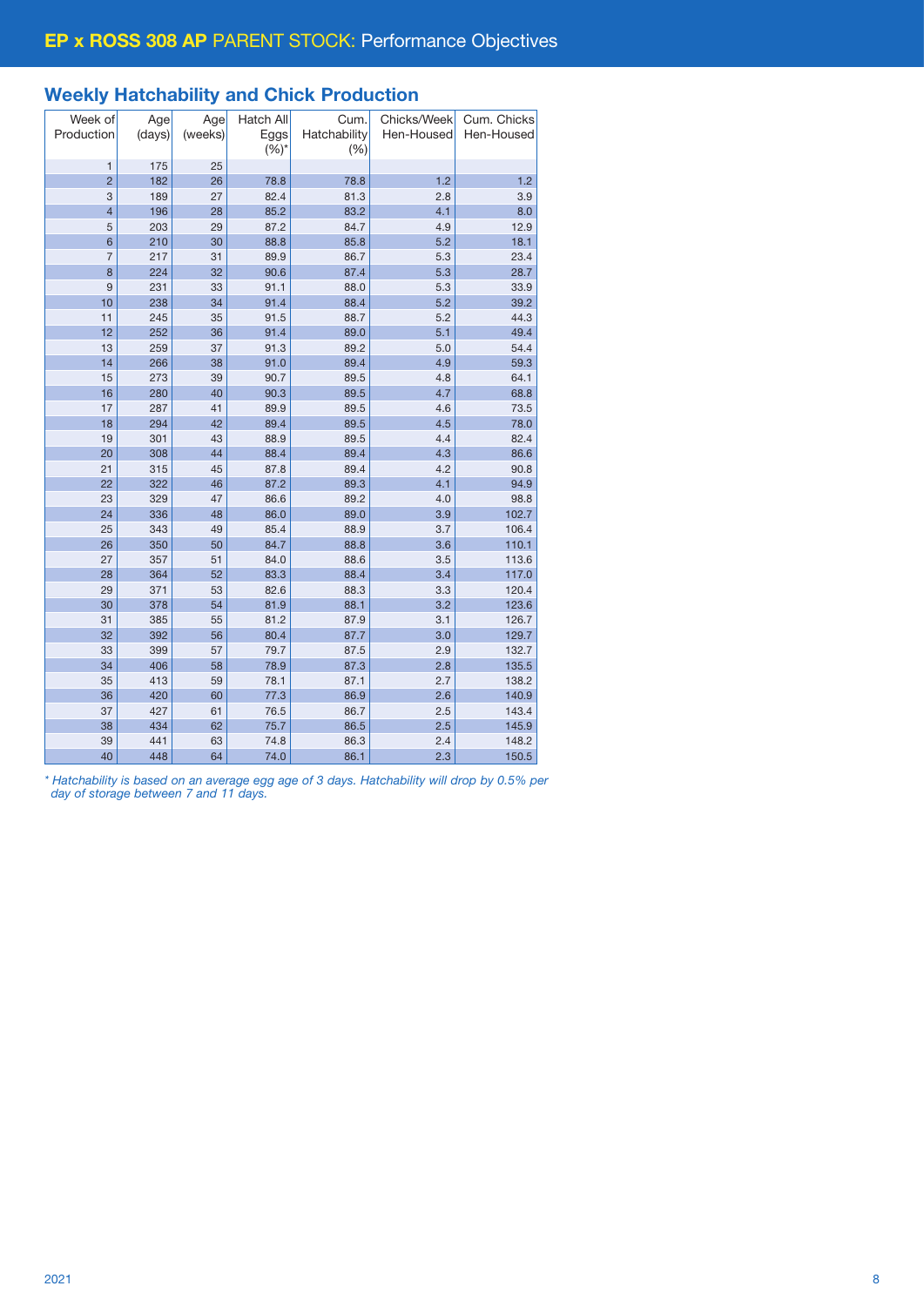# EP x ROSS 308 AP PARENT STOCK: Performance Objectives

## Weekly Hatchability and Chick Production

| Week of Production | Age (days) | Age (weeks) | Hatch All Eggs (%)* | Cum. Hatchability (%) | Chicks/Week Hen-Housed | Cum. Chicks Hen-Housed |
|---|---|---|---|---|---|---|
| 1 | 175 | 25 | | | | |
| 2 | 182 | 26 | 78.8 | 78.8 | 1.2 | 1.2 |
| 3 | 189 | 27 | 82.4 | 81.3 | 2.8 | 3.9 |
| 4 | 196 | 28 | 85.2 | 83.2 | 4.1 | 8.0 |
| 5 | 203 | 29 | 87.2 | 84.7 | 4.9 | 12.9 |
| 6 | 210 | 30 | 88.8 | 85.8 | 5.2 | 18.1 |
| 7 | 217 | 31 | 89.9 | 86.7 | 5.3 | 23.4 |
| 8 | 224 | 32 | 90.6 | 87.4 | 5.3 | 28.7 |
| 9 | 231 | 33 | 91.1 | 88.0 | 5.3 | 33.9 |
| 10 | 238 | 34 | 91.4 | 88.4 | 5.2 | 39.2 |
| 11 | 245 | 35 | 91.5 | 88.7 | 5.2 | 44.3 |
| 12 | 252 | 36 | 91.4 | 89.0 | 5.1 | 49.4 |
| 13 | 259 | 37 | 91.3 | 89.2 | 5.0 | 54.4 |
| 14 | 266 | 38 | 91.0 | 89.4 | 4.9 | 59.3 |
| 15 | 273 | 39 | 90.7 | 89.5 | 4.8 | 64.1 |
| 16 | 280 | 40 | 90.3 | 89.5 | 4.7 | 68.8 |
| 17 | 287 | 41 | 89.9 | 89.5 | 4.6 | 73.5 |
| 18 | 294 | 42 | 89.4 | 89.5 | 4.5 | 78.0 |
| 19 | 301 | 43 | 88.9 | 89.5 | 4.4 | 82.4 |
| 20 | 308 | 44 | 88.4 | 89.4 | 4.3 | 86.6 |
| 21 | 315 | 45 | 87.8 | 89.4 | 4.2 | 90.8 |
| 22 | 322 | 46 | 87.2 | 89.3 | 4.1 | 94.9 |
| 23 | 329 | 47 | 86.6 | 89.2 | 4.0 | 98.8 |
| 24 | 336 | 48 | 86.0 | 89.0 | 3.9 | 102.7 |
| 25 | 343 | 49 | 85.4 | 88.9 | 3.7 | 106.4 |
| 26 | 350 | 50 | 84.7 | 88.8 | 3.6 | 110.1 |
| 27 | 357 | 51 | 84.0 | 88.6 | 3.5 | 113.6 |
| 28 | 364 | 52 | 83.3 | 88.4 | 3.4 | 117.0 |
| 29 | 371 | 53 | 82.6 | 88.3 | 3.3 | 120.4 |
| 30 | 378 | 54 | 81.9 | 88.1 | 3.2 | 123.6 |
| 31 | 385 | 55 | 81.2 | 87.9 | 3.1 | 126.7 |
| 32 | 392 | 56 | 80.4 | 87.7 | 3.0 | 129.7 |
| 33 | 399 | 57 | 79.7 | 87.5 | 2.9 | 132.7 |
| 34 | 406 | 58 | 78.9 | 87.3 | 2.8 | 135.5 |
| 35 | 413 | 59 | 78.1 | 87.1 | 2.7 | 138.2 |
| 36 | 420 | 60 | 77.3 | 86.9 | 2.6 | 140.9 |
| 37 | 427 | 61 | 76.5 | 86.7 | 2.5 | 143.4 |
| 38 | 434 | 62 | 75.7 | 86.5 | 2.5 | 145.9 |
| 39 | 441 | 63 | 74.8 | 86.3 | 2.4 | 148.2 |
| 40 | 448 | 64 | 74.0 | 86.1 | 2.3 | 150.5 |

*\* Hatchability is based on an average egg age of 3 days. Hatchability will drop by 0.5% per day of storage between 7 and 11 days.*

2021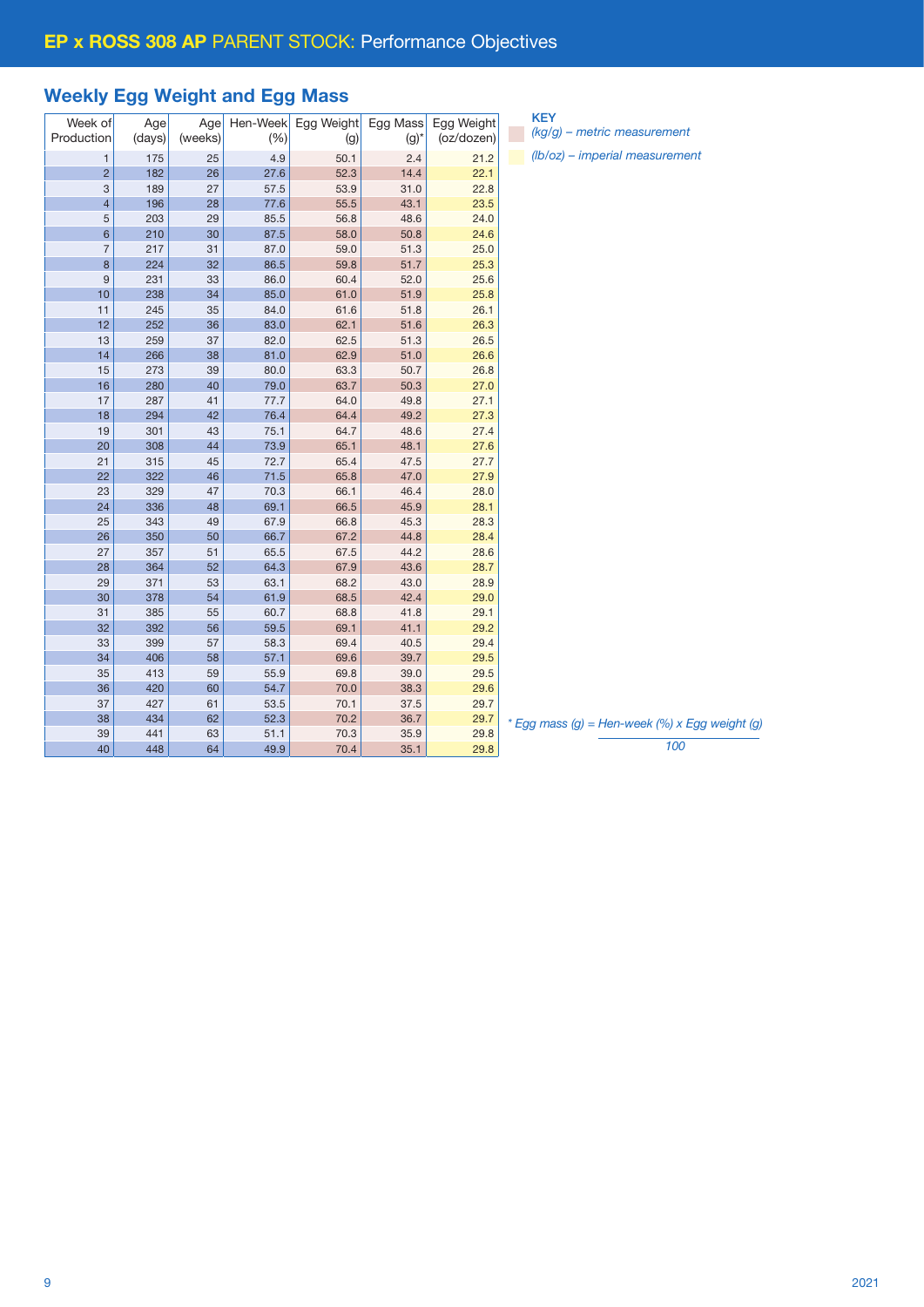# EP x ROSS 308 AP PARENT STOCK: Performance Objectives

## Weekly Egg Weight and Egg Mass

| Week of Production | Age (days) | Age (weeks) | Hen-Week (%) | Egg Weight (g) | Egg Mass (g)* | Egg Weight (oz/dozen) |
|---|---|---|---|---|---|---|
| 1 | 175 | 25 | 4.9 | 50.1 | 2.4 | 21.2 |
| 2 | 182 | 26 | 27.6 | 52.3 | 14.4 | 22.1 |
| 3 | 189 | 27 | 57.5 | 53.9 | 31.0 | 22.8 |
| 4 | 196 | 28 | 77.6 | 55.5 | 43.1 | 23.5 |
| 5 | 203 | 29 | 85.5 | 56.8 | 48.6 | 24.0 |
| 6 | 210 | 30 | 87.5 | 58.0 | 50.8 | 24.6 |
| 7 | 217 | 31 | 87.0 | 59.0 | 51.3 | 25.0 |
| 8 | 224 | 32 | 86.5 | 59.8 | 51.7 | 25.3 |
| 9 | 231 | 33 | 86.0 | 60.4 | 52.0 | 25.6 |
| 10 | 238 | 34 | 85.0 | 61.0 | 51.9 | 25.8 |
| 11 | 245 | 35 | 84.0 | 61.6 | 51.8 | 26.1 |
| 12 | 252 | 36 | 83.0 | 62.1 | 51.6 | 26.3 |
| 13 | 259 | 37 | 82.0 | 62.5 | 51.3 | 26.5 |
| 14 | 266 | 38 | 81.0 | 62.9 | 51.0 | 26.6 |
| 15 | 273 | 39 | 80.0 | 63.3 | 50.7 | 26.8 |
| 16 | 280 | 40 | 79.0 | 63.7 | 50.3 | 27.0 |
| 17 | 287 | 41 | 77.7 | 64.0 | 49.8 | 27.1 |
| 18 | 294 | 42 | 76.4 | 64.4 | 49.2 | 27.3 |
| 19 | 301 | 43 | 75.1 | 64.7 | 48.6 | 27.4 |
| 20 | 308 | 44 | 73.9 | 65.1 | 48.1 | 27.6 |
| 21 | 315 | 45 | 72.7 | 65.4 | 47.5 | 27.7 |
| 22 | 322 | 46 | 71.5 | 65.8 | 47.0 | 27.9 |
| 23 | 329 | 47 | 70.3 | 66.1 | 46.4 | 28.0 |
| 24 | 336 | 48 | 69.1 | 66.5 | 45.9 | 28.1 |
| 25 | 343 | 49 | 67.9 | 66.8 | 45.3 | 28.3 |
| 26 | 350 | 50 | 66.7 | 67.2 | 44.8 | 28.4 |
| 27 | 357 | 51 | 65.5 | 67.5 | 44.2 | 28.6 |
| 28 | 364 | 52 | 64.3 | 67.9 | 43.6 | 28.7 |
| 29 | 371 | 53 | 63.1 | 68.2 | 43.0 | 28.9 |
| 30 | 378 | 54 | 61.9 | 68.5 | 42.4 | 29.0 |
| 31 | 385 | 55 | 60.7 | 68.8 | 41.8 | 29.1 |
| 32 | 392 | 56 | 59.5 | 69.1 | 41.1 | 29.2 |
| 33 | 399 | 57 | 58.3 | 69.4 | 40.5 | 29.4 |
| 34 | 406 | 58 | 57.1 | 69.6 | 39.7 | 29.5 |
| 35 | 413 | 59 | 55.9 | 69.8 | 39.0 | 29.5 |
| 36 | 420 | 60 | 54.7 | 70.0 | 38.3 | 29.6 |
| 37 | 427 | 61 | 53.5 | 70.1 | 37.5 | 29.7 |
| 38 | 434 | 62 | 52.3 | 70.2 | 36.7 | 29.7 |
| 39 | 441 | 63 | 51.1 | 70.3 | 35.9 | 29.8 |
| 40 | 448 | 64 | 49.9 | 70.4 | 35.1 | 29.8 |

**KEY**

*(kg/g) – metric measurement*

*(lb/oz) – imperial measurement*

\* Egg mass (g) = $\frac{\text{Hen-week (\%)} \times \text{Egg weight (g)}}{100}$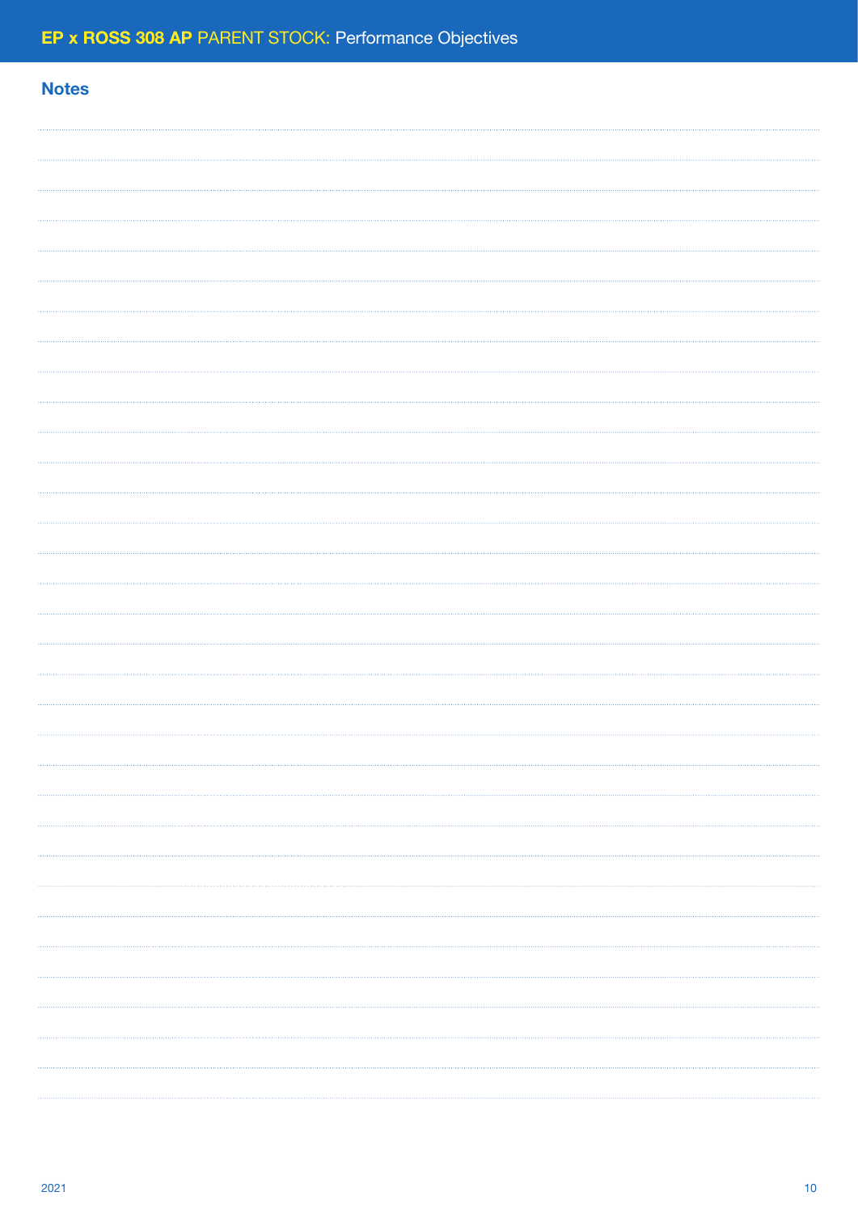## Notes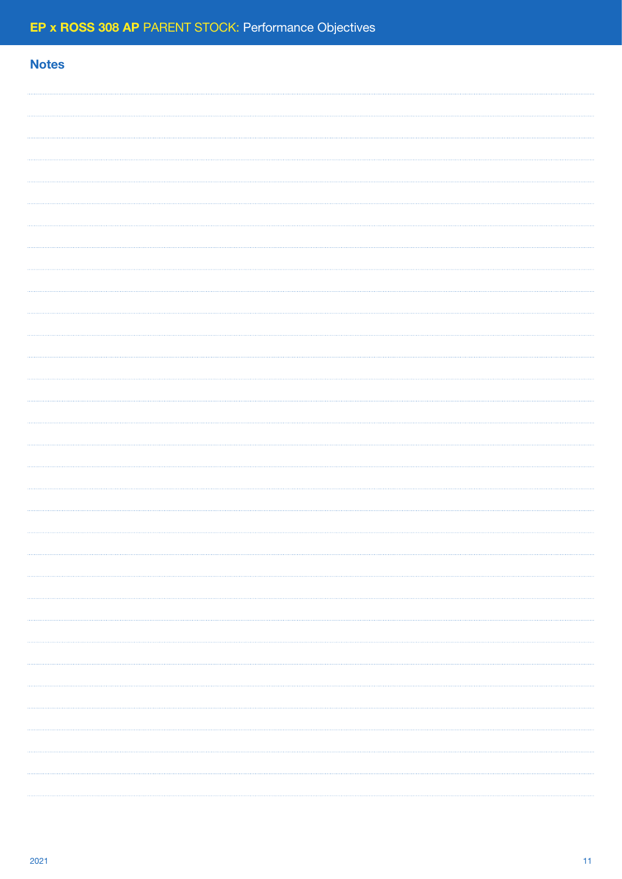## Notes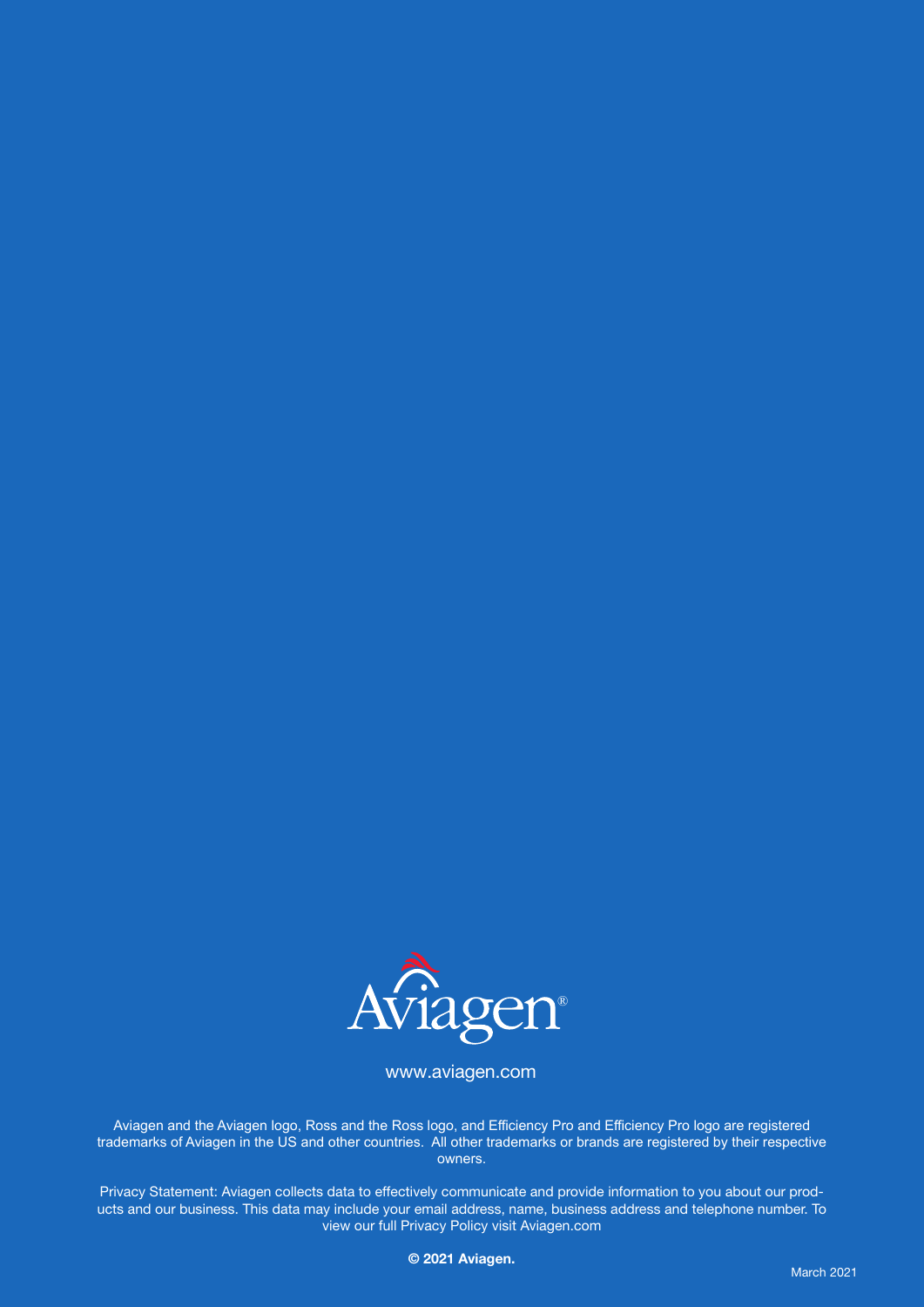Aviagen®

www.aviagen.com

Aviagen and the Aviagen logo, Ross and the Ross logo, and Efficiency Pro and Efficiency Pro logo are registered trademarks of Aviagen in the US and other countries. All other trademarks or brands are registered by their respective owners.

Privacy Statement: Aviagen collects data to effectively communicate and provide information to you about our products and our business. This data may include your email address, name, business address and telephone number. To view our full Privacy Policy visit Aviagen.com

**© 2021 Aviagen.**

March 2021